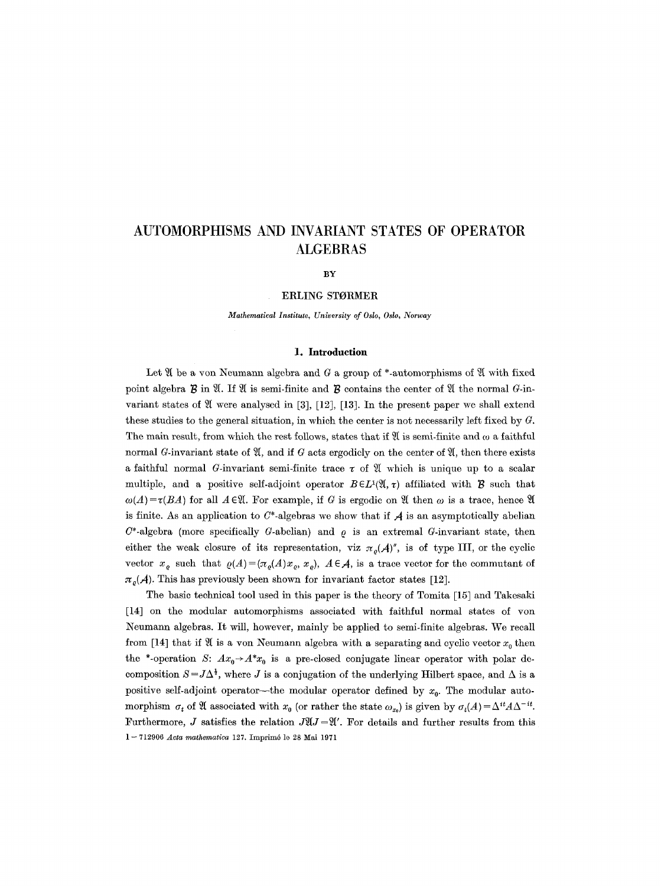# AUTOMORPHISMS AND INVARIANT STATES OF OPERATOR ALGEBRAS

BY

ERLING STØRMER

*Mathematical Institute, University of Oslo, Oslo, Norway*

## 1. Introduction

Let $\mathfrak{A}$ be a von Neumann algebra and $G$ a group of \*-automorphisms of $\mathfrak{A}$ with fixed point algebra $\mathcal{B}$ in $\mathfrak{A}$. If $\mathfrak{A}$ is semi-finite and $\mathcal{B}$ contains the center of $\mathfrak{A}$ the normal $G$-invariant states of $\mathfrak{A}$ were analysed in [3], [12], [13]. In the present paper we shall extend these studies to the general situation, in which the center is not necessarily left fixed by $G$. The main result, from which the rest follows, states that if $\mathfrak{A}$ is semi-finite and $\omega$ a faithful normal $G$-invariant state of $\mathfrak{A}$, and if $G$ acts ergodicly on the center of $\mathfrak{A}$, then there exists a faithful normal $G$-invariant semi-finite trace $\tau$ of $\mathfrak{A}$ which is unique up to a scalar multiple, and a positive self-adjoint operator $B \in L^1(\mathfrak{A}, \tau)$ affiliated with $\mathcal{B}$ such that $\omega(A) = \tau(BA)$ for all $A \in \mathfrak{A}$. For example, if $G$ is ergodic on $\mathfrak{A}$ then $\omega$ is a trace, hence $\mathfrak{A}$ is finite. As an application to $C^*$-algebras we show that if $\mathcal{A}$ is an asymptotically abelian $C^*$-algebra (more specifically $G$-abelian) and $\varrho$ is an extremal $G$-invariant state, then either the weak closure of its representation, viz $\pi_\varrho(\mathcal{A})''$, is of type III, or the cyclic vector $x_\varrho$ such that $\varrho(A) = (\pi_\varrho(A)x_\varrho, x_\varrho)$, $A \in \mathcal{A}$, is a trace vector for the commutant of $\pi_\varrho(\mathcal{A})$. This has previously been shown for invariant factor states [12].

The basic technical tool used in this paper is the theory of Tomita [15] and Takesaki [14] on the modular automorphisms associated with faithful normal states of von Neumann algebras. It will, however, mainly be applied to semi-finite algebras. We recall from [14] that if $\mathfrak{A}$ is a von Neumann algebra with a separating and cyclic vector $x_0$ then the \*-operation $S: Ax_0 \to A^*x_0$ is a pre-closed conjugate linear operator with polar decomposition $S = J\Delta^{\frac{1}{2}}$, where $J$ is a conjugation of the underlying Hilbert space, and $\Delta$ is a positive self-adjoint operator—the modular operator defined by $x_0$. The modular automorphism $\sigma_t$ of $\mathfrak{A}$ associated with $x_0$ (or rather the state $\omega_{x_0}$) is given by $\sigma_t(A) = \Delta^{it}A\Delta^{-it}$. Furthermore, $J$ satisfies the relation $J\mathfrak{A}J = \mathfrak{A}'$. For details and further results from this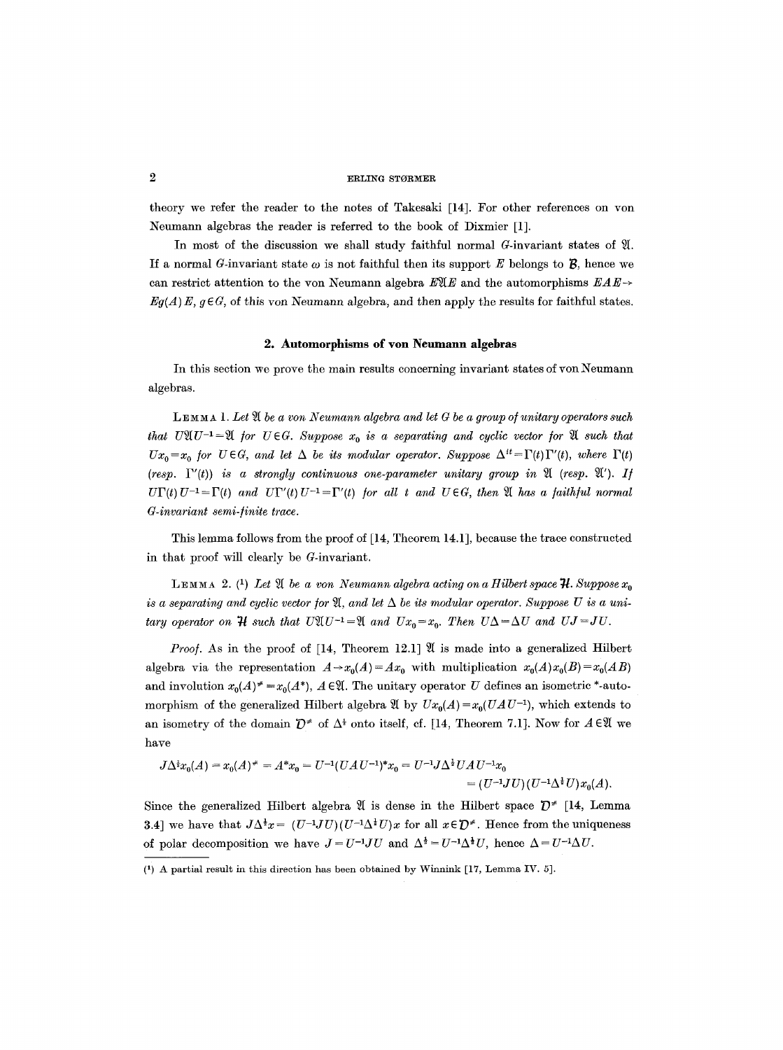theory we refer the reader to the notes of Takesaki [14]. For other references on von Neumann algebras the reader is referred to the book of Dixmier [1].

In most of the discussion we shall study faithful normal $G$-invariant states of $\mathfrak{A}$. If a normal $G$-invariant state $\omega$ is not faithful then its support $E$ belongs to $\mathcal{B}$, hence we can restrict attention to the von Neumann algebra $E\mathfrak{A}E$ and the automorphisms $EAE \to Eg(A)E$, $g \in G$, of this von Neumann algebra, and then apply the results for faithful states.

## 2. Automorphisms of von Neumann algebras

In this section we prove the main results concerning invariant states of von Neumann algebras.

LEMMA 1. *Let $\mathfrak{A}$ be a von Neumann algebra and let $G$ be a group of unitary operators such that $U\mathfrak{A}U^{-1} = \mathfrak{A}$ for $U \in G$. Suppose $x_0$ is a separating and cyclic vector for $\mathfrak{A}$ such that $Ux_0 = x_0$ for $U \in G$, and let $\Delta$ be its modular operator. Suppose $\Delta^{it} = \Gamma(t)\Gamma'(t)$, where $\Gamma(t)$ (resp. $\Gamma'(t)$) is a strongly continuous one-parameter unitary group in $\mathfrak{A}$ (resp. $\mathfrak{A}'$). If $U\Gamma(t)U^{-1} = \Gamma(t)$ and $U\Gamma'(t)U^{-1} = \Gamma'(t)$ for all $t$ and $U \in G$, then $\mathfrak{A}$ has a faithful normal $G$-invariant semi-finite trace.*

This lemma follows from the proof of [14, Theorem 14.1], because the trace constructed in that proof will clearly be $G$-invariant.

LEMMA 2. (1) *Let $\mathfrak{A}$ be a von Neumann algebra acting on a Hilbert space $\mathcal{H}$. Suppose $x_0$ is a separating and cyclic vector for $\mathfrak{A}$, and let $\Delta$ be its modular operator. Suppose $U$ is a unitary operator on $\mathcal{H}$ such that $U\mathfrak{A}U^{-1} = \mathfrak{A}$ and $Ux_0 = x_0$. Then $U\Delta = \Delta U$ and $UJ = JU$.*

*Proof.* As in the proof of [14, Theorem 12.1] $\mathfrak{A}$ is made into a generalized Hilbert algebra via the representation $A \to x_0(A) = Ax_0$ with multiplication $x_0(A)x_0(B) = x_0(AB)$ and involution $x_0(A)^\# = x_0(A^*)$, $A \in \mathfrak{A}$. The unitary operator $U$ defines an isometric \*-automorphism of the generalized Hilbert algebra $\mathfrak{A}$ by $Ux_0(A) = x_0(UAU^{-1})$, which extends to an isometry of the domain $\mathcal{D}^\#$ of $\Delta^{\frac{1}{2}}$ onto itself, cf. [14, Theorem 7.1]. Now for $A \in \mathfrak{A}$ we have

$$J\Delta^{\frac{1}{2}}x_0(A) = x_0(A)^\# = A^*x_0 = U^{-1}(UAU^{-1})^*x_0 = U^{-1}J\Delta^{\frac{1}{2}}UAU^{-1}x_0$$
$$= (U^{-1}JU)(U^{-1}\Delta^{\frac{1}{2}}U)x_0(A).$$

Since the generalized Hilbert algebra $\mathfrak{A}$ is dense in the Hilbert space $\mathcal{D}^\#$ [14, Lemma 3.4] we have that $J\Delta^{\frac{1}{2}}x = (U^{-1}JU)(U^{-1}\Delta^{\frac{1}{2}}U)x$ for all $x \in \mathcal{D}^\#$. Hence from the uniqueness of polar decomposition we have $J = U^{-1}JU$ and $\Delta^{\frac{1}{2}} = U^{-1}\Delta^{\frac{1}{2}}U$, hence $\Delta = U^{-1}\Delta U$.

---

(1) A partial result in this direction has been obtained by Winnink [17, Lemma IV. 5].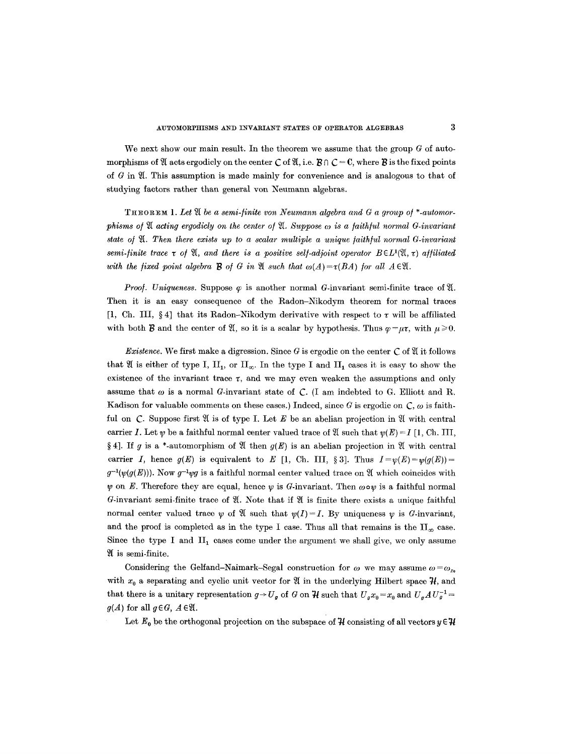We next show our main result. In the theorem we assume that the group $G$ of automorphisms of $\mathfrak{A}$ acts ergodicly on the center $\mathcal{C}$ of $\mathfrak{A}$, i.e. $\mathcal{B} \cap \mathcal{C} = \mathbf{C}$, where $\mathcal{B}$ is the fixed points of $G$ in $\mathfrak{A}$. This assumption is made mainly for convenience and is analogous to that of studying factors rather than general von Neumann algebras.

THEOREM 1. *Let $\mathfrak{A}$ be a semi-finite von Neumann algebra and $G$ a group of \*-automorphisms of $\mathfrak{A}$ acting ergodicly on the center of $\mathfrak{A}$. Suppose $\omega$ is a faithful normal $G$-invariant state of $\mathfrak{A}$. Then there exists up to a scalar multiple a unique faithful normal $G$-invariant semi-finite trace $\tau$ of $\mathfrak{A}$, and there is a positive self-adjoint operator $B \in L^1(\mathfrak{A}, \tau)$ affiliated with the fixed point algebra $\mathcal{B}$ of $G$ in $\mathfrak{A}$ such that $\omega(A) = \tau(BA)$ for all $A \in \mathfrak{A}$.*

*Proof. Uniqueness.* Suppose $\varphi$ is another normal $G$-invariant semi-finite trace of $\mathfrak{A}$. Then it is an easy consequence of the Radon–Nikodym theorem for normal traces [1, Ch. III, § 4] that its Radon–Nikodym derivative with respect to $\tau$ will be affiliated with both $\mathcal{B}$ and the center of $\mathfrak{A}$, so it is a scalar by hypothesis. Thus $\varphi = \mu\tau$, with $\mu \geq 0$.

*Existence.* We first make a digression. Since $G$ is ergodic on the center $\mathcal{C}$ of $\mathfrak{A}$ it follows that $\mathfrak{A}$ is either of type I, $\text{II}_1$, or $\text{II}_\infty$. In the type I and $\text{II}_1$ cases it is easy to show the existence of the invariant trace $\tau$, and we may even weaken the assumptions and only assume that $\omega$ is a normal $G$-invariant state of $\mathcal{C}$. (I am indebted to G. Elliott and R. Kadison for valuable comments on these cases.) Indeed, since $G$ is ergodic on $\mathcal{C}$, $\omega$ is faithful on $\mathcal{C}$. Suppose first $\mathfrak{A}$ is of type I. Let $E$ be an abelian projection in $\mathfrak{A}$ with central carrier $I$. Let $\psi$ be a faithful normal center valued trace of $\mathfrak{A}$ such that $\psi(E) = I$ [1, Ch. III, § 4]. If $g$ is a \*-automorphism of $\mathfrak{A}$ then $g(E)$ is an abelian projection in $\mathfrak{A}$ with central carrier $I$, hence $g(E)$ is equivalent to $E$ [1, Ch. III, § 3]. Thus $I = \psi(E) = \psi(g(E)) = g^{-1}(\psi(g(E)))$. Now $g^{-1}\psi g$ is a faithful normal center valued trace on $\mathfrak{A}$ which coincides with $\psi$ on $E$. Therefore they are equal, hence $\psi$ is $G$-invariant. Then $\omega \circ \psi$ is a faithful normal $G$-invariant semi-finite trace of $\mathfrak{A}$. Note that if $\mathfrak{A}$ is finite there exists a unique faithful normal center valued trace $\psi$ of $\mathfrak{A}$ such that $\psi(I) = I$. By uniqueness $\psi$ is $G$-invariant, and the proof is completed as in the type I case. Thus all that remains is the $\text{II}_\infty$ case. Since the type I and $\text{II}_1$ cases come under the argument we shall give, we only assume $\mathfrak{A}$ is semi-finite.

Considering the Gelfand–Naimark–Segal construction for $\omega$ we may assume $\omega = \omega_{x_0}$ with $x_0$ a separating and cyclic unit vector for $\mathfrak{A}$ in the underlying Hilbert space $\mathcal{H}$, and that there is a unitary representation $g \to U_g$ of $G$ on $\mathcal{H}$ such that $U_g x_0 = x_0$ and $U_g A U_g^{-1} = g(A)$ for all $g \in G$, $A \in \mathfrak{A}$.

Let $E_0$ be the orthogonal projection on the subspace of $\mathcal{H}$ consisting of all vectors $y \in \mathcal{H}$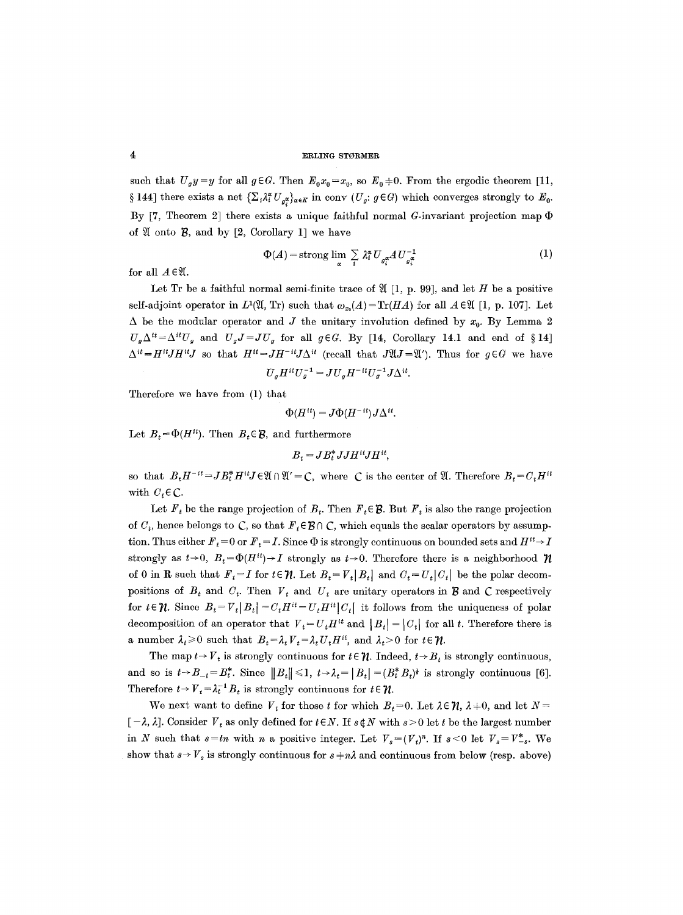such that $U_g y = y$ for all $g \in G$. Then $E_0 x_0 = x_0$, so $E_0 \neq 0$. From the ergodic theorem [11, § 144] there exists a net $\{\sum_i \lambda_i^\alpha U_{g_i^\alpha}\}_{\alpha \in K}$ in conv $(U_g : g \in G)$ which converges strongly to $E_0$. By [7, Theorem 2] there exists a unique faithful normal $G$-invariant projection map $\Phi$ of $\mathfrak{A}$ onto $\mathcal{B}$, and by [2, Corollary 1] we have

$$\Phi(A) = \text{strong} \lim_\alpha \sum_i \lambda_i^\alpha U_{g_i^\alpha} A U_{g_i^\alpha}^{-1} \tag{1}$$

for all $A \in \mathfrak{A}$.

Let Tr be a faithful normal semi-finite trace of $\mathfrak{A}$ [1, p. 99], and let $H$ be a positive self-adjoint operator in $L^1(\mathfrak{A}, \text{Tr})$ such that $\omega_{x_0}(A) = \text{Tr}(HA)$ for all $A \in \mathfrak{A}$ [1, p. 107]. Let $\Delta$ be the modular operator and $J$ the unitary involution defined by $x_0$. By Lemma 2 $U_g \Delta^{it} = \Delta^{it} U_g$ and $U_g J = J U_g$ for all $g \in G$. By [14, Corollary 14.1 and end of § 14] $\Delta^{it} = H^{it} J H^{it} J$ so that $H^{it} = J H^{-it} J \Delta^{it}$ (recall that $J \mathfrak{A} J = \mathfrak{A}'$). Thus for $g \in G$ we have

$$U_g H^{it} U_g^{-1} = J U_g H^{-it} U_g^{-1} J \Delta^{it}.$$

Therefore we have from (1) that

$$\Phi(H^{it}) = J \Phi(H^{-it}) J \Delta^{it}.$$

Let $B_t = \Phi(H^{it})$. Then $B_t \in \mathcal{B}$, and furthermore

$$B_t = J B_t^* J J H^{it} J H^{it},$$

so that $B_t H^{-it} = J B_t^* H^{it} J \in \mathfrak{A} \cap \mathfrak{A}' = \mathcal{C}$, where $\mathcal{C}$ is the center of $\mathfrak{A}$. Therefore $B_t = C_t H^{it}$ with $C_t \in \mathcal{C}$.

Let $F_t$ be the range projection of $B_t$. Then $F_t \in \mathcal{B}$. But $F_t$ is also the range projection of $C_t$, hence belongs to $\mathcal{C}$, so that $F_t \in \mathcal{B} \cap \mathcal{C}$, which equals the scalar operators by assumption. Thus either $F_t = 0$ or $F_t = I$. Since $\Phi$ is strongly continuous on bounded sets and $H^{it} \to I$ strongly as $t \to 0$, $B_t = \Phi(H^{it}) \to I$ strongly as $t \to 0$. Therefore there is a neighborhood $\mathcal{N}$ of 0 in $\mathbf{R}$ such that $F_t = I$ for $t \in \mathcal{N}$. Let $B_t = V_t |B_t|$ and $C_t = U_t |C_t|$ be the polar decompositions of $B_t$ and $C_t$. Then $V_t$ and $U_t$ are unitary operators in $\mathcal{B}$ and $\mathcal{C}$ respectively for $t \in \mathcal{N}$. Since $B_t = V_t |B_t| = C_t H^{it} = U_t H^{it} |C_t|$ it follows from the uniqueness of polar decomposition of an operator that $V_t = U_t H^{it}$ and $|B_t| = |C_t|$ for all $t$. Therefore there is a number $\lambda_t \geq 0$ such that $B_t = \lambda_t V_t = \lambda_t U_t H^{it}$, and $\lambda_t > 0$ for $t \in \mathcal{N}$.

The map $t \to V_t$ is strongly continuous for $t \in \mathcal{N}$. Indeed, $t \to B_t$ is strongly continuous, and so is $t \to B_{-t} = B_t^*$. Since $\|B_t\| \leq 1$, $t \to \lambda_t = |B_t| = (B_t^* B_t)^{\frac{1}{2}}$ is strongly continuous [6]. Therefore $t \to V_t = \lambda_t^{-1} B_t$ is strongly continuous for $t \in \mathcal{N}$.

We next want to define $V_t$ for those $t$ for which $B_t = 0$. Let $\lambda \in \mathcal{N}$, $\lambda \neq 0$, and let $N = [-\lambda, \lambda]$. Consider $V_t$ as only defined for $t \in N$. If $s \notin N$ with $s > 0$ let $t$ be the largest number in $N$ such that $s = tn$ with $n$ a positive integer. Let $V_s = (V_t)^n$. If $s < 0$ let $V_s = V_{-s}^*$. We show that $s \to V_s$ is strongly continuous for $s \neq n\lambda$ and continuous from below (resp. above)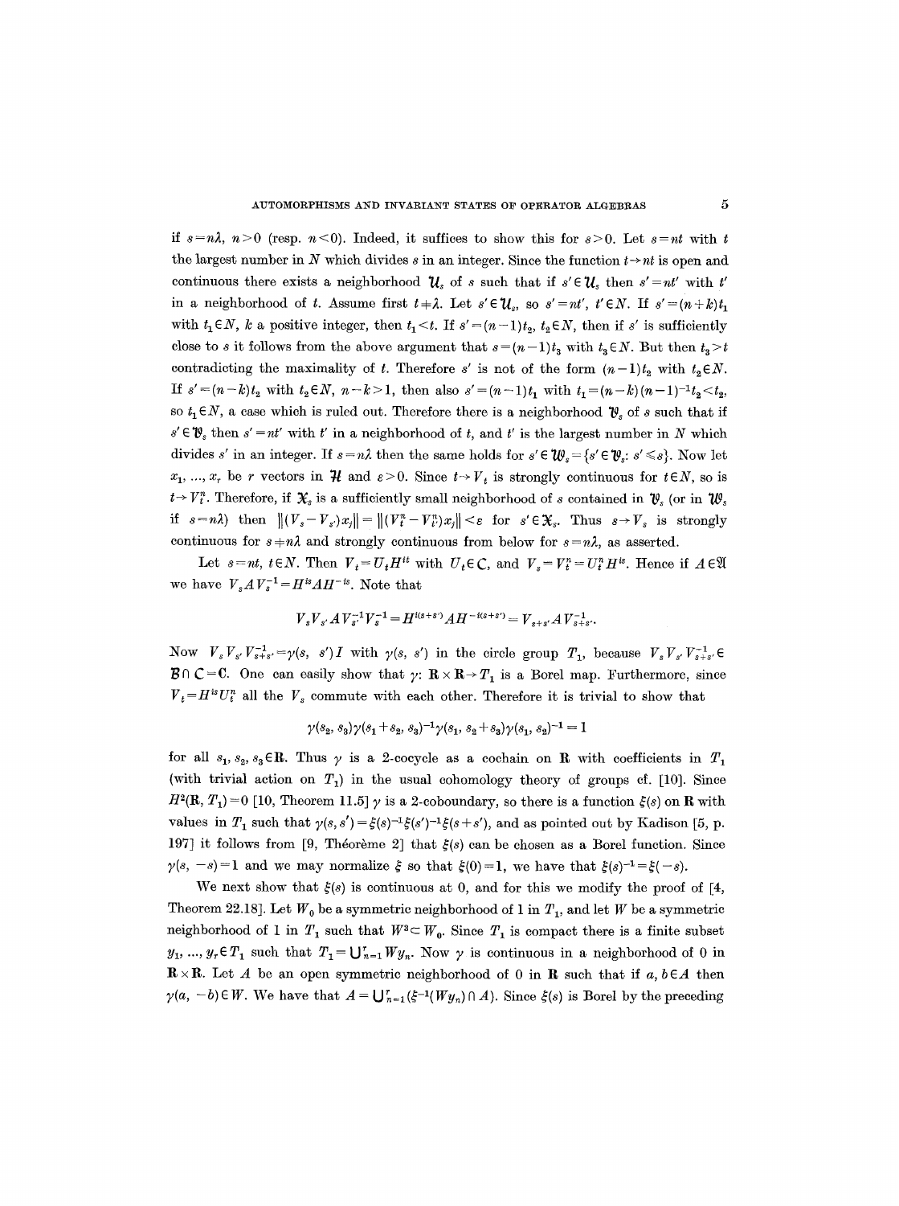if $s=n\lambda$, $n>0$ (resp. $n<0$). Indeed, it suffices to show this for $s>0$. Let $s=nt$ with $t$ the largest number in $N$ which divides $s$ in an integer. Since the function $t\to nt$ is open and continuous there exists a neighborhood $\mathcal{U}_s$ of $s$ such that if $s'\in\mathcal{U}_s$ then $s'=nt'$ with $t'$ in a neighborhood of $t$. Assume first $t\neq\lambda$. Let $s'\in\mathcal{U}_s$, so $s'=nt'$, $t'\in N$. If $s'=(n+k)t_1$ with $t_1\in N$, $k$ a positive integer, then $t_1<t$. If $s'=(n-1)t_2$, $t_2\in N$, then if $s'$ is sufficiently close to $s$ it follows from the above argument that $s=(n-1)t_3$ with $t_3\in N$. But then $t_3>t$ contradicting the maximality of $t$. Therefore $s'$ is not of the form $(n-1)t_2$ with $t_2\in N$. If $s'=(n-k)t_2$ with $t_2\in N$, $n-k>1$, then also $s'=(n-1)t_1$ with $t_1=(n-k)(n-1)^{-1}t_2<t_2$, so $t_1\in N$, a case which is ruled out. Therefore there is a neighborhood $\mathcal{V}_s$ of $s$ such that if $s'\in\mathcal{V}_s$ then $s'=nt'$ with $t'$ in a neighborhood of $t$, and $t'$ is the largest number in $N$ which divides $s'$ in an integer. If $s=n\lambda$ then the same holds for $s'\in\mathcal{W}_s=\{s'\in\mathcal{V}_s\colon s'\leqslant s\}$. Now let $x_1,\ldots,x_r$ be $r$ vectors in $\mathcal{H}$ and $\varepsilon>0$. Since $t\to V_t$ is strongly continuous for $t\in N$, so is $t\to V_t^n$. Therefore, if $\mathcal{X}_s$ is a sufficiently small neighborhood of $s$ contained in $\mathcal{V}_s$ (or in $\mathcal{W}_s$ if $s=n\lambda$) then $\|(V_s-V_{s'})x_j\|=\|(V_t^n-V_{t'}^n)x_j\|<\varepsilon$ for $s'\in\mathcal{X}_s$. Thus $s\to V_s$ is strongly continuous for $s\neq n\lambda$ and strongly continuous from below for $s=n\lambda$, as asserted.

Let $s=nt$, $t\in N$. Then $V_t=U_tH^{it}$ with $U_t\in\mathfrak{C}$, and $V_s=V_t^n=U_t^nH^{is}$. Hence if $A\in\mathfrak{A}$ we have $V_sAV_s^{-1}=H^{is}AH^{-is}$. Note that

$$V_sV_{s'}AV_{s'}^{-1}V_s^{-1}=H^{i(s+s')}AH^{-i(s+s')}=V_{s+s'}AV_{s+s'}^{-1}.$$

Now $V_sV_{s'}V_{s+s'}^{-1}=\gamma(s,s')I$ with $\gamma(s,s')$ in the circle group $T_1$, because $V_sV_{s'}V_{s+s'}^{-1}\in\mathfrak{B}\cap\mathfrak{C}=\mathbf{C}$. One can easily show that $\gamma\colon\mathbf{R}\times\mathbf{R}\to T_1$ is a Borel map. Furthermore, since $V_t=H^{is}U_t^n$ all the $V_s$ commute with each other. Therefore it is trivial to show that

$$\gamma(s_2,s_3)\gamma(s_1+s_2,s_3)^{-1}\gamma(s_1,s_2+s_3)\gamma(s_1,s_2)^{-1}=1$$

for all $s_1,s_2,s_3\in\mathbf{R}$. Thus $\gamma$ is a 2-cocycle as a cochain on $\mathbf{R}$ with coefficients in $T_1$ (with trivial action on $T_1$) in the usual cohomology theory of groups cf. [10]. Since $H^2(\mathbf{R},T_1)=0$ [10, Theorem 11.5] $\gamma$ is a 2-coboundary, so there is a function $\xi(s)$ on $\mathbf{R}$ with values in $T_1$ such that $\gamma(s,s')=\xi(s)^{-1}\xi(s')^{-1}\xi(s+s')$, and as pointed out by Kadison [5, p. 197] it follows from [9, Théorème 2] that $\xi(s)$ can be chosen as a Borel function. Since $\gamma(s,-s)=1$ and we may normalize $\xi$ so that $\xi(0)=1$, we have that $\xi(s)^{-1}=\xi(-s)$.

We next show that $\xi(s)$ is continuous at 0, and for this we modify the proof of [4, Theorem 22.18]. Let $W_0$ be a symmetric neighborhood of 1 in $T_1$, and let $W$ be a symmetric neighborhood of 1 in $T_1$ such that $W^3\subset W_0$. Since $T_1$ is compact there is a finite subset $y_1,\ldots,y_r\in T_1$ such that $T_1=\bigcup_{n=1}^r Wy_n$. Now $\gamma$ is continuous in a neighborhood of 0 in $\mathbf{R}\times\mathbf{R}$. Let $A$ be an open symmetric neighborhood of 0 in $\mathbf{R}$ such that if $a,b\in A$ then $\gamma(a,-b)\in W$. We have that $A=\bigcup_{n=1}^r(\xi^{-1}(Wy_n)\cap A)$. Since $\xi(s)$ is Borel by the preceding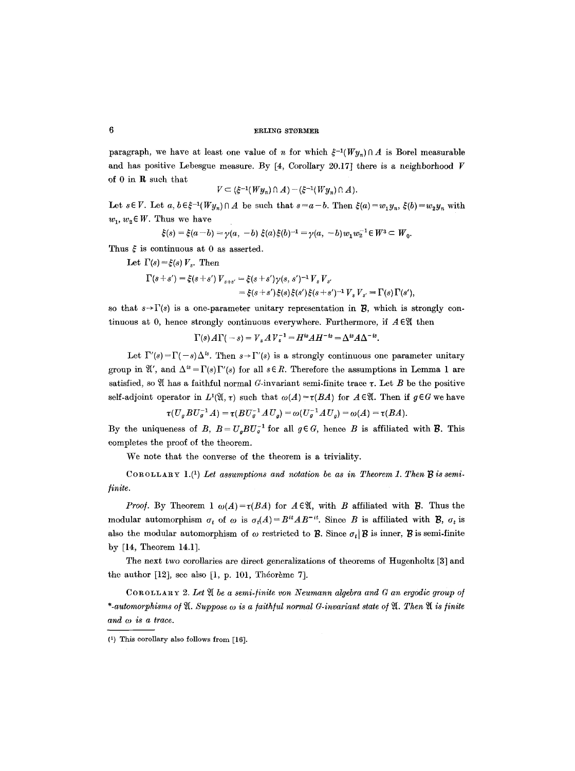paragraph, we have at least one value of $n$ for which $\xi^{-1}(Wy_n) \cap A$ is Borel measurable and has positive Lebesgue measure. By [4, Corollary 20.17] there is a neighborhood $V$ of 0 in $\mathbf{R}$ such that

$$V \subset (\xi^{-1}(Wy_n) \cap A) - (\xi^{-1}(Wy_n) \cap A).$$

Let $s \in V$. Let $a, b \in \xi^{-1}(Wy_n) \cap A$ be such that $s = a - b$. Then $\xi(a) = w_1 y_n$, $\xi(b) = w_2 y_n$ with $w_1, w_2 \in W$. Thus we have

$$\xi(s) = \xi(a - b) = \gamma(a, -b)\, \xi(a)\xi(b)^{-1} = \gamma(a, -b) w_1 w_2^{-1} \in W^3 \subset W_0.$$

Thus $\xi$ is continuous at 0 as asserted.

Let $\Gamma(s) = \xi(s) V_s$. Then

$$\begin{aligned} \Gamma(s+s') = \xi(s+s')\, V_{s+s'} &= \xi(s+s')\gamma(s, s')^{-1} V_s V_{s'} \\ &= \xi(s+s')\xi(s)\xi(s')\xi(s+s')^{-1} V_s V_{s'} = \Gamma(s)\Gamma(s'), \end{aligned}$$

so that $s \to \Gamma(s)$ is a one-parameter unitary representation in $\mathcal{B}$, which is strongly continuous at 0, hence strongly continuous everywhere. Furthermore, if $A \in \mathfrak{A}$ then

$$\Gamma(s) A \Gamma(-s) = V_s A V_s^{-1} = H^{is} A H^{-is} = \Delta^{is} A \Delta^{-is}.$$

Let $\Gamma'(s) = \Gamma(-s)\Delta^{is}$. Then $s \to \Gamma'(s)$ is a strongly continuous one parameter unitary group in $\mathfrak{A}'$, and $\Delta^{is} = \Gamma(s)\Gamma'(s)$ for all $s \in R$. Therefore the assumptions in Lemma 1 are satisfied, so $\mathfrak{A}$ has a faithful normal $G$-invariant semi-finite trace $\tau$. Let $B$ be the positive self-adjoint operator in $L^1(\mathfrak{A}, \tau)$ such that $\omega(A) = \tau(BA)$ for $A \in \mathfrak{A}$. Then if $g \in G$ we have

$$\tau(U_g B U_g^{-1} A) = \tau(B U_g^{-1} A U_g) = \omega(U_g^{-1} A U_g) = \omega(A) = \tau(BA).$$

By the uniqueness of $B$, $B = U_g B U_g^{-1}$ for all $g \in G$, hence $B$ is affiliated with $\mathcal{B}$. This completes the proof of the theorem.

We note that the converse of the theorem is a triviality.

COROLLARY 1.(1) *Let assumptions and notation be as in Theorem 1. Then $\mathcal{B}$ is semi-finite.*

*Proof.* By Theorem 1 $\omega(A) = \tau(BA)$ for $A \in \mathfrak{A}$, with $B$ affiliated with $\mathcal{B}$. Thus the modular automorphism $\sigma_t$ of $\omega$ is $\sigma_t(A) = B^{it} A B^{-it}$. Since $B$ is affiliated with $\mathcal{B}$, $\sigma_t$ is also the modular automorphism of $\omega$ restricted to $\mathcal{B}$. Since $\sigma_t | \mathcal{B}$ is inner, $\mathcal{B}$ is semi-finite by [14, Theorem 14.1].

The next two corollaries are direct generalizations of theorems of Hugenholtz [3] and the author [12], see also [1, p. 101, Théorème 7].

COROLLARY 2. *Let $\mathfrak{A}$ be a semi-finite von Neumann algebra and $G$ an ergodic group of \*-automorphisms of $\mathfrak{A}$. Suppose $\omega$ is a faithful normal $G$-invariant state of $\mathfrak{A}$. Then $\mathfrak{A}$ is finite and $\omega$ is a trace.*

---

(1) This corollary also follows from [16].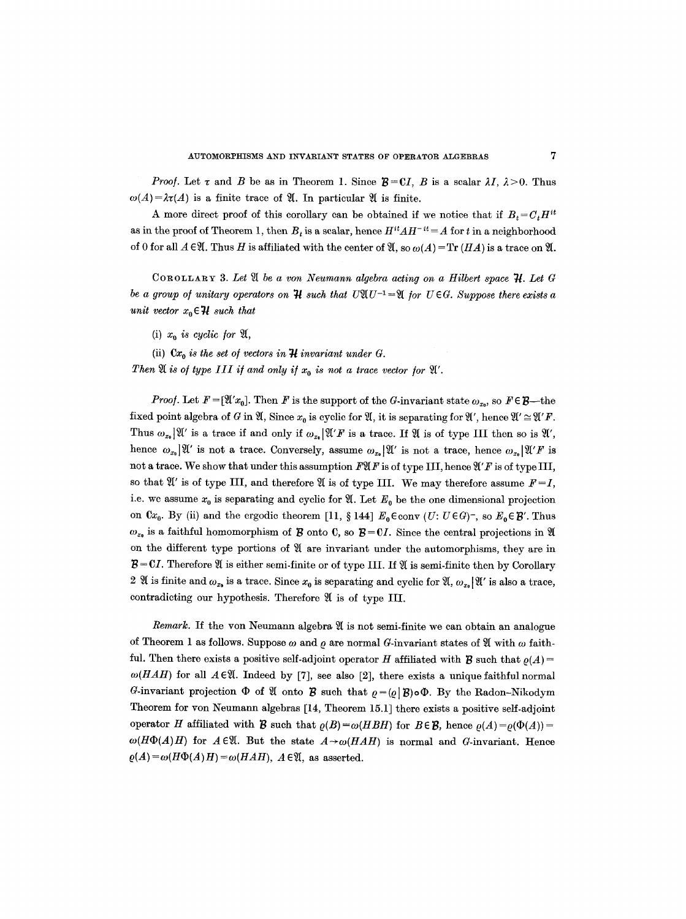*Proof.* Let $\tau$ and $B$ be as in Theorem 1. Since $\mathcal{B} = \mathbf{C}I$, $B$ is a scalar $\lambda I$, $\lambda > 0$. Thus $\omega(A) = \lambda\tau(A)$ is a finite trace of $\mathfrak{A}$. In particular $\mathfrak{A}$ is finite.

A more direct proof of this corollary can be obtained if we notice that if $B_t = C_t H^{it}$ as in the proof of Theorem 1, then $B_t$ is a scalar, hence $H^{it}AH^{-it} = A$ for $t$ in a neighborhood of 0 for all $A \in \mathfrak{A}$. Thus $H$ is affiliated with the center of $\mathfrak{A}$, so $\omega(A) = \operatorname{Tr}(HA)$ is a trace on $\mathfrak{A}$.

COROLLARY 3. *Let $\mathfrak{A}$ be a von Neumann algebra acting on a Hilbert space $\mathcal{H}$. Let $G$ be a group of unitary operators on $\mathcal{H}$ such that $U\mathfrak{A}U^{-1} = \mathfrak{A}$ for $U \in G$. Suppose there exists a unit vector $x_0 \in \mathcal{H}$ such that*

(i) *$x_0$ is cyclic for $\mathfrak{A}$,*

(ii) *$\mathbf{C}x_0$ is the set of vectors in $\mathcal{H}$ invariant under $G$.*

*Then $\mathfrak{A}$ is of type III if and only if $x_0$ is not a trace vector for $\mathfrak{A}'$.*

*Proof.* Let $F = [\mathfrak{A}'x_0]$. Then $F$ is the support of the $G$-invariant state $\omega_{x_0}$, so $F \in \mathcal{B}$—the fixed point algebra of $G$ in $\mathfrak{A}$, Since $x_0$ is cyclic for $\mathfrak{A}$, it is separating for $\mathfrak{A}'$, hence $\mathfrak{A}' \cong \mathfrak{A}'F$. Thus $\omega_{x_0}|\mathfrak{A}'$ is a trace if and only if $\omega_{x_0}|\mathfrak{A}'F$ is a trace. If $\mathfrak{A}$ is of type III then so is $\mathfrak{A}'$, hence $\omega_{x_0}|\mathfrak{A}'$ is not a trace. Conversely, assume $\omega_{x_0}|\mathfrak{A}'$ is not a trace, hence $\omega_{x_0}|\mathfrak{A}'F$ is not a trace. We show that under this assumption $F\mathfrak{A}F$ is of type III, hence $\mathfrak{A}'F$ is of type III, so that $\mathfrak{A}'$ is of type III, and therefore $\mathfrak{A}$ is of type III. We may therefore assume $F = I$, i.e. we assume $x_0$ is separating and cyclic for $\mathfrak{A}$. Let $E_0$ be the one dimensional projection on $\mathbf{C}x_0$. By (ii) and the ergodic theorem [11, § 144] $E_0 \in \operatorname{conv}(U: U \in G)^-$, so $E_0 \in \mathcal{B}'$. Thus $\omega_{x_0}$ is a faithful homomorphism of $\mathcal{B}$ onto $\mathbf{C}$, so $\mathcal{B} = \mathbf{C}I$. Since the central projections in $\mathfrak{A}$ on the different type portions of $\mathfrak{A}$ are invariant under the automorphisms, they are in $\mathcal{B} = \mathbf{C}I$. Therefore $\mathfrak{A}$ is either semi-finite or of type III. If $\mathfrak{A}$ is semi-finite then by Corollary 2 $\mathfrak{A}$ is finite and $\omega_{x_0}$ is a trace. Since $x_0$ is separating and cyclic for $\mathfrak{A}$, $\omega_{x_0}|\mathfrak{A}'$ is also a trace, contradicting our hypothesis. Therefore $\mathfrak{A}$ is of type III.

*Remark.* If the von Neumann algebra $\mathfrak{A}$ is not semi-finite we can obtain an analogue of Theorem 1 as follows. Suppose $\omega$ and $\varrho$ are normal $G$-invariant states of $\mathfrak{A}$ with $\omega$ faithful. Then there exists a positive self-adjoint operator $H$ affiliated with $\mathcal{B}$ such that $\varrho(A) = \omega(HAH)$ for all $A \in \mathfrak{A}$. Indeed by [7], see also [2], there exists a unique faithful normal $G$-invariant projection $\Phi$ of $\mathfrak{A}$ onto $\mathcal{B}$ such that $\varrho = (\varrho|\mathcal{B}) \circ \Phi$. By the Radon–Nikodym Theorem for von Neumann algebras [14, Theorem 15.1] there exists a positive self-adjoint operator $H$ affiliated with $\mathcal{B}$ such that $\varrho(B) = \omega(HBH)$ for $B \in \mathcal{B}$, hence $\varrho(A) = \varrho(\Phi(A)) = \omega(H\Phi(A)H)$ for $A \in \mathfrak{A}$. But the state $A \to \omega(HAH)$ is normal and $G$-invariant. Hence $\varrho(A) = \omega(H\Phi(A)H) = \omega(HAH)$, $A \in \mathfrak{A}$, as asserted.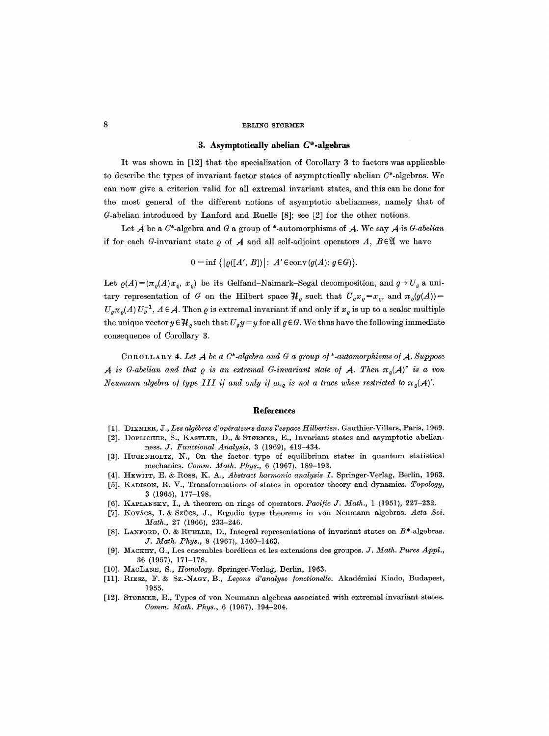## 3. Asymptotically abelian C*-algebras

It was shown in [12] that the specialization of Corollary 3 to factors was applicable to describe the types of invariant factor states of asymptotically abelian $C^*$-algebras. We can now give a criterion valid for all extremal invariant states, and this can be done for the most general of the different notions of asymptotic abelianness, namely that of $G$-abelian introduced by Lanford and Ruelle [8]; see [2] for the other notions.

Let $\mathcal{A}$ be a $C^*$-algebra and $G$ a group of \*-automorphisms of $\mathcal{A}$. We say $\mathcal{A}$ is *G-abelian* if for each $G$-invariant state $\varrho$ of $\mathcal{A}$ and all self-adjoint operators $A, B \in \mathfrak{A}$ we have

$$0 = \inf \{ |\varrho([A', B])| : A' \in \operatorname{conv}(g(A) : g \in G) \}.$$

Let $\varrho(A) = (\pi_\varrho(A) x_\varrho, x_\varrho)$ be its Gelfand–Naimark–Segal decomposition, and $g \to U_g$ a unitary representation of $G$ on the Hilbert space $\mathcal{H}_\varrho$ such that $U_g x_\varrho = x_\varrho$, and $\pi_\varrho(g(A)) = U_g \pi_\varrho(A) U_g^{-1}$, $A \in \mathcal{A}$. Then $\varrho$ is extremal invariant if and only if $x_\varrho$ is up to a scalar multiple the unique vector $y \in \mathcal{H}_\varrho$ such that $U_g y = y$ for all $g \in G$. We thus have the following immediate consequence of Corollary 3.

COROLLARY 4. *Let $\mathcal{A}$ be a $C^*$-algebra and $G$ a group of \*-automorphisms of $\mathcal{A}$. Suppose $\mathcal{A}$ is $G$-abelian and that $\varrho$ is an extremal $G$-invariant state of $\mathcal{A}$. Then $\pi_\varrho(\mathcal{A})''$ is a von Neumann algebra of type III if and only if $\omega_{x_\varrho}$ is not a trace when restricted to $\pi_\varrho(\mathcal{A})'$.*

## References

[1]. Dixmier, J., *Les algèbres d'opérateurs dans l'espace Hilbertien*. Gauthier-Villars, Paris, 1969.

[2]. Doplicher, S., Kastler, D., & Størmer, E., Invariant states and asymptotic abelianness. *J. Functional Analysis*, 3 (1969), 419–434.

[3]. Hugenholtz, N., On the factor type of equilibrium states in quantum statistical mechanics. *Comm. Math. Phys.*, 6 (1967), 189–193.

[4]. Hewitt, E. & Ross, K. A., *Abstract harmonic analysis I*. Springer-Verlag, Berlin, 1963.

[5]. Kadison, R. V., Transformations of states in operator theory and dynamics. *Topology*, 3 (1965), 177–198.

[6]. Kaplansky, I., A theorem on rings of operators. *Pacific J. Math.*, 1 (1951), 227–232.

[7]. Kovács, I. & Szücs, J., Ergodic type theorems in von Neumann algebras. *Acta Sci. Math.*, 27 (1966), 233–246.

[8]. Lanford, O. & Ruelle, D., Integral representations of invariant states on $B^*$-algebras. *J. Math. Phys.*, 8 (1967), 1460–1463.

[9]. Mackey, G., Les ensembles boréliens et les extensions des groupes. *J. Math. Pures Appl.*, 36 (1957), 171–178.

[10]. MacLane, S., *Homology*. Springer-Verlag, Berlin, 1963.

[11]. Riesz, F. & Sz.-Nagy, B., *Leçons d'analyse fonctionelle*. Akadémiai Kiado, Budapest, 1955.

[12]. Størmer, E., Types of von Neumann algebras associated with extremal invariant states. *Comm. Math. Phys.*, 6 (1967), 194–204.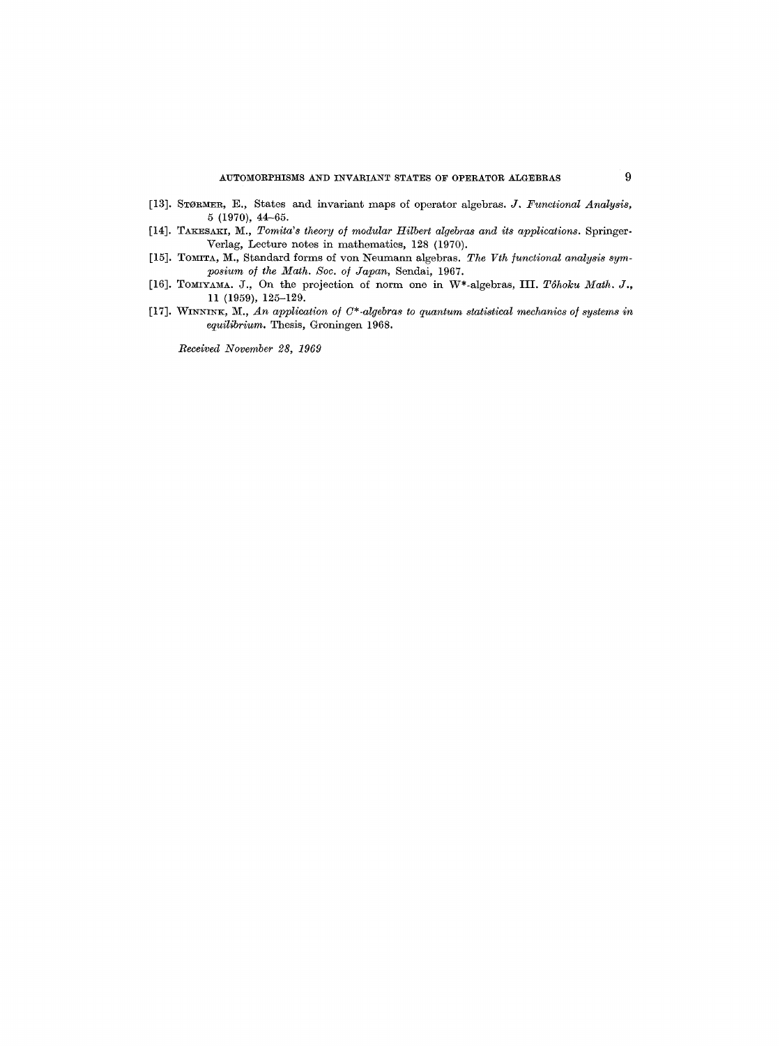[13]. STØRMER, E., States and invariant maps of operator algebras. *J. Functional Analysis*, 5 (1970), 44–65.

[14]. TAKESAKI, M., *Tomita's theory of modular Hilbert algebras and its applications*. Springer-Verlag, Lecture notes in mathematics, 128 (1970).

[15]. TOMITA, M., Standard forms of von Neumann algebras. *The Vth functional analysis symposium of the Math. Soc. of Japan*, Sendai, 1967.

[16]. TOMIYAMA. J., On the projection of norm one in W*-algebras, III. *Tôhoku Math. J.*, 11 (1959), 125–129.

[17]. WINNINK, M., *An application of C*-algebras to quantum statistical mechanics of systems in equilibrium*. Thesis, Groningen 1968.

*Received November 28, 1969*